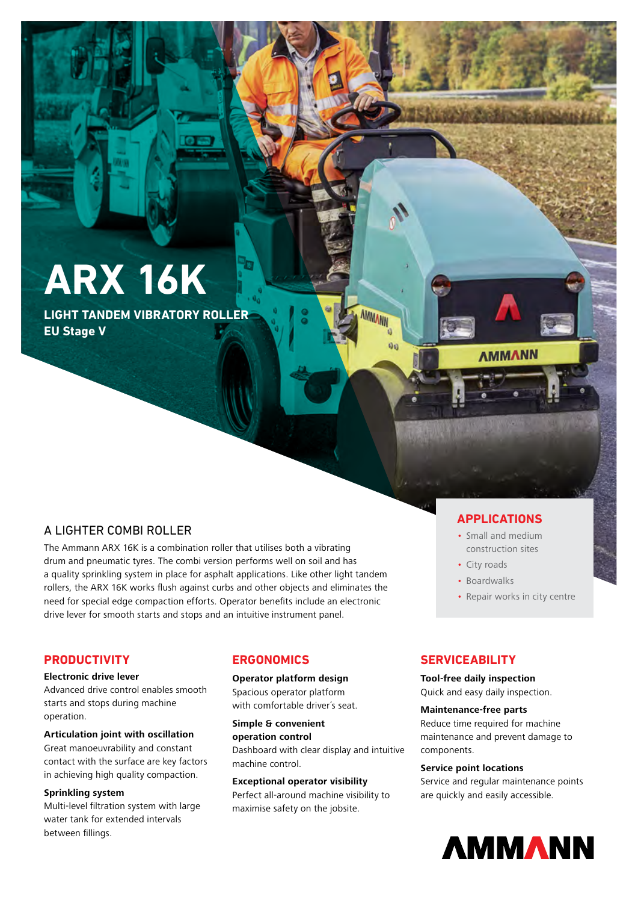# ARX 16K

**LIGHT TANDEM VIBRATORY ROLLER**
**EU Stage V**

## A LIGHTER COMBI ROLLER

The Ammann ARX 16K is a combination roller that utilises both a vibrating drum and pneumatic tyres. The combi version performs well on soil and has a quality sprinkling system in place for asphalt applications. Like other light tandem rollers, the ARX 16K works flush against curbs and other objects and eliminates the need for special edge compaction efforts. Operator benefits include an electronic drive lever for smooth starts and stops and an intuitive instrument panel.

## APPLICATIONS

- Small and medium construction sites
- City roads
- Boardwalks
- Repair works in city centre

## PRODUCTIVITY

**Electronic drive lever**
Advanced drive control enables smooth starts and stops during machine operation.

**Articulation joint with oscillation**
Great manoeuvrability and constant contact with the surface are key factors in achieving high quality compaction.

**Sprinkling system**
Multi-level filtration system with large water tank for extended intervals between fillings.

## ERGONOMICS

**Operator platform design**
Spacious operator platform with comfortable driver´s seat.

**Simple & convenient operation control**
Dashboard with clear display and intuitive machine control.

**Exceptional operator visibility**
Perfect all-around machine visibility to maximise safety on the jobsite.

## SERVICEABILITY

**Tool-free daily inspection**
Quick and easy daily inspection.

**Maintenance-free parts**
Reduce time required for machine maintenance and prevent damage to components.

**Service point locations**
Service and regular maintenance points are quickly and easily accessible.

AMMANN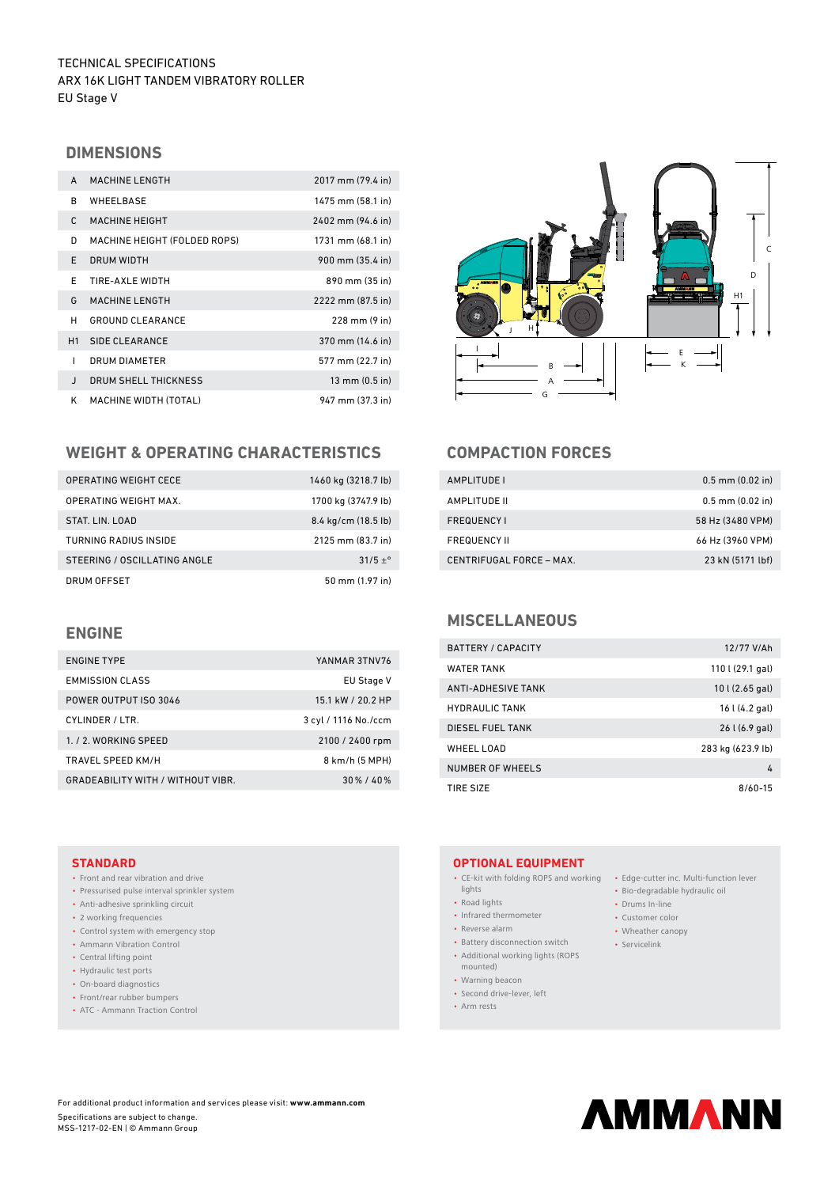TECHNICAL SPECIFICATIONS
ARX 16K LIGHT TANDEM VIBRATORY ROLLER
EU Stage V

## DIMENSIONS

| | | |
|---|---|---|
| A | MACHINE LENGTH | 2017 mm (79.4 in) |
| B | WHEELBASE | 1475 mm (58.1 in) |
| C | MACHINE HEIGHT | 2402 mm (94.6 in) |
| D | MACHINE HEIGHT (FOLDED ROPS) | 1731 mm (68.1 in) |
| E | DRUM WIDTH | 900 mm (35.4 in) |
| E | TIRE-AXLE WIDTH | 890 mm (35 in) |
| G | MACHINE LENGTH | 2222 mm (87.5 in) |
| H | GROUND CLEARANCE | 228 mm (9 in) |
| H1 | SIDE CLEARANCE | 370 mm (14.6 in) |
| I | DRUM DIAMETER | 577 mm (22.7 in) |
| J | DRUM SHELL THICKNESS | 13 mm (0.5 in) |
| K | MACHINE WIDTH (TOTAL) | 947 mm (37.3 in) |

## WEIGHT & OPERATING CHARACTERISTICS

| | |
|---|---|
| OPERATING WEIGHT CECE | 1460 kg (3218.7 lb) |
| OPERATING WEIGHT MAX. | 1700 kg (3747.9 lb) |
| STAT. LIN. LOAD | 8.4 kg/cm (18.5 lb) |
| TURNING RADIUS INSIDE | 2125 mm (83.7 in) |
| STEERING / OSCILLATING ANGLE | 31/5 ±° |
| DRUM OFFSET | 50 mm (1.97 in) |

## ENGINE

| | |
|---|---|
| ENGINE TYPE | YANMAR 3TNV76 |
| EMMISSION CLASS | EU Stage V |
| POWER OUTPUT ISO 3046 | 15.1 kW / 20.2 HP |
| CYLINDER / LTR. | 3 cyl / 1116 No./ccm |
| 1. / 2. WORKING SPEED | 2100 / 2400 rpm |
| TRAVEL SPEED KM/H | 8 km/h (5 MPH) |
| GRADEABILITY WITH / WITHOUT VIBR. | 30 % / 40 % |

## COMPACTION FORCES

| | |
|---|---|
| AMPLITUDE I | 0.5 mm (0.02 in) |
| AMPLITUDE II | 0.5 mm (0.02 in) |
| FREQUENCY I | 58 Hz (3480 VPM) |
| FREQUENCY II | 66 Hz (3960 VPM) |
| CENTRIFUGAL FORCE – MAX. | 23 kN (5171 lbf) |

## MISCELLANEOUS

| | |
|---|---|
| BATTERY / CAPACITY | 12/77 V/Ah |
| WATER TANK | 110 l (29.1 gal) |
| ANTI-ADHESIVE TANK | 10 l (2.65 gal) |
| HYDRAULIC TANK | 16 l (4.2 gal) |
| DIESEL FUEL TANK | 26 l (6.9 gal) |
| WHEEL LOAD | 283 kg (623.9 lb) |
| NUMBER OF WHEELS | 4 |
| TIRE SIZE | 8/60-15 |

## STANDARD

- Front and rear vibration and drive
- Pressurised pulse interval sprinkler system
- Anti-adhesive sprinkling circuit
- 2 working frequencies
- Control system with emergency stop
- Ammann Vibration Control
- Central lifting point
- Hydraulic test ports
- On-board diagnostics
- Front/rear rubber bumpers
- ATC - Ammann Traction Control

## OPTIONAL EQUIPMENT

- CE-kit with folding ROPS and working lights
- Road lights
- Infrared thermometer
- Reverse alarm
- Battery disconnection switch
- Additional working lights (ROPS mounted)
- Warning beacon
- Second drive-lever, left
- Arm rests
- Edge-cutter inc. Multi-function lever
- Bio-degradable hydraulic oil
- Drums In-line
- Customer color
- Wheather canopy
- Servicelink

For additional product information and services please visit: **www.ammann.com**
Specifications are subject to change.
MSS-1217-02-EN | © Ammann Group